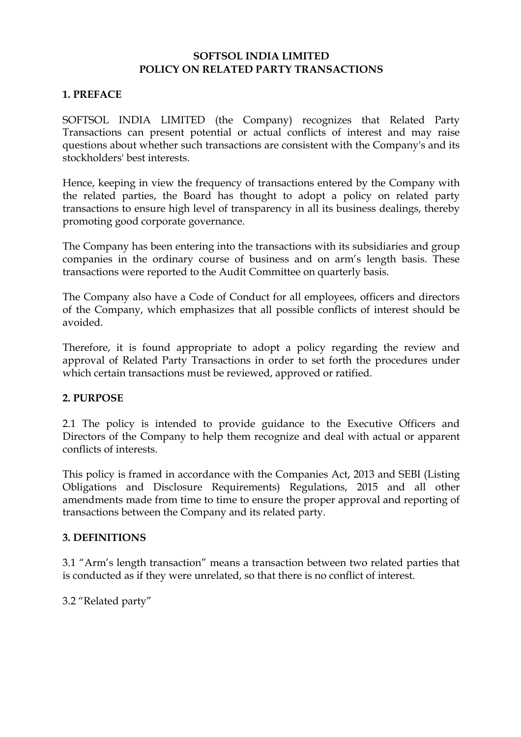# SOFTSOL INDIA LIMITED
# POLICY ON RELATED PARTY TRANSACTIONS

## 1. PREFACE

SOFTSOL INDIA LIMITED (the Company) recognizes that Related Party Transactions can present potential or actual conflicts of interest and may raise questions about whether such transactions are consistent with the Company's and its stockholders' best interests.

Hence, keeping in view the frequency of transactions entered by the Company with the related parties, the Board has thought to adopt a policy on related party transactions to ensure high level of transparency in all its business dealings, thereby promoting good corporate governance.

The Company has been entering into the transactions with its subsidiaries and group companies in the ordinary course of business and on arm's length basis. These transactions were reported to the Audit Committee on quarterly basis.

The Company also have a Code of Conduct for all employees, officers and directors of the Company, which emphasizes that all possible conflicts of interest should be avoided.

Therefore, it is found appropriate to adopt a policy regarding the review and approval of Related Party Transactions in order to set forth the procedures under which certain transactions must be reviewed, approved or ratified.

## 2. PURPOSE

2.1 The policy is intended to provide guidance to the Executive Officers and Directors of the Company to help them recognize and deal with actual or apparent conflicts of interests.

This policy is framed in accordance with the Companies Act, 2013 and SEBI (Listing Obligations and Disclosure Requirements) Regulations, 2015 and all other amendments made from time to time to ensure the proper approval and reporting of transactions between the Company and its related party.

## 3. DEFINITIONS

3.1 "Arm's length transaction" means a transaction between two related parties that is conducted as if they were unrelated, so that there is no conflict of interest.

3.2 "Related party"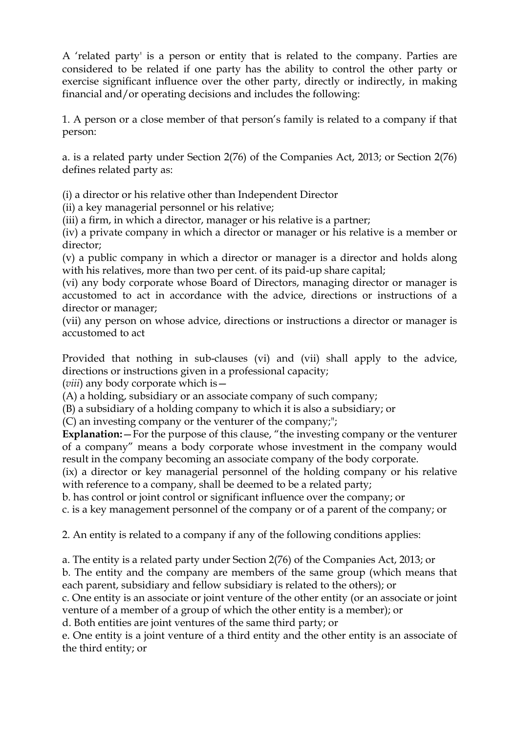A 'related party' is a person or entity that is related to the company. Parties are considered to be related if one party has the ability to control the other party or exercise significant influence over the other party, directly or indirectly, in making financial and/or operating decisions and includes the following:

1. A person or a close member of that person's family is related to a company if that person:

a. is a related party under Section 2(76) of the Companies Act, 2013; or Section 2(76) defines related party as:

(i) a director or his relative other than Independent Director
(ii) a key managerial personnel or his relative;
(iii) a firm, in which a director, manager or his relative is a partner;
(iv) a private company in which a director or manager or his relative is a member or director;
(v) a public company in which a director or manager is a director and holds along with his relatives, more than two per cent. of its paid-up share capital;
(vi) any body corporate whose Board of Directors, managing director or manager is accustomed to act in accordance with the advice, directions or instructions of a director or manager;
(vii) any person on whose advice, directions or instructions a director or manager is accustomed to act

Provided that nothing in sub-clauses (vi) and (vii) shall apply to the advice, directions or instructions given in a professional capacity;
(*viii*) any body corporate which is—
(A) a holding, subsidiary or an associate company of such company;
(B) a subsidiary of a holding company to which it is also a subsidiary; or
(C) an investing company or the venturer of the company;";
**Explanation:**—For the purpose of this clause, "the investing company or the venturer of a company" means a body corporate whose investment in the company would result in the company becoming an associate company of the body corporate.
(ix) a director or key managerial personnel of the holding company or his relative with reference to a company, shall be deemed to be a related party;
b. has control or joint control or significant influence over the company; or
c. is a key management personnel of the company or of a parent of the company; or

2. An entity is related to a company if any of the following conditions applies:

a. The entity is a related party under Section 2(76) of the Companies Act, 2013; or
b. The entity and the company are members of the same group (which means that each parent, subsidiary and fellow subsidiary is related to the others); or
c. One entity is an associate or joint venture of the other entity (or an associate or joint venture of a member of a group of which the other entity is a member); or
d. Both entities are joint ventures of the same third party; or
e. One entity is a joint venture of a third entity and the other entity is an associate of the third entity; or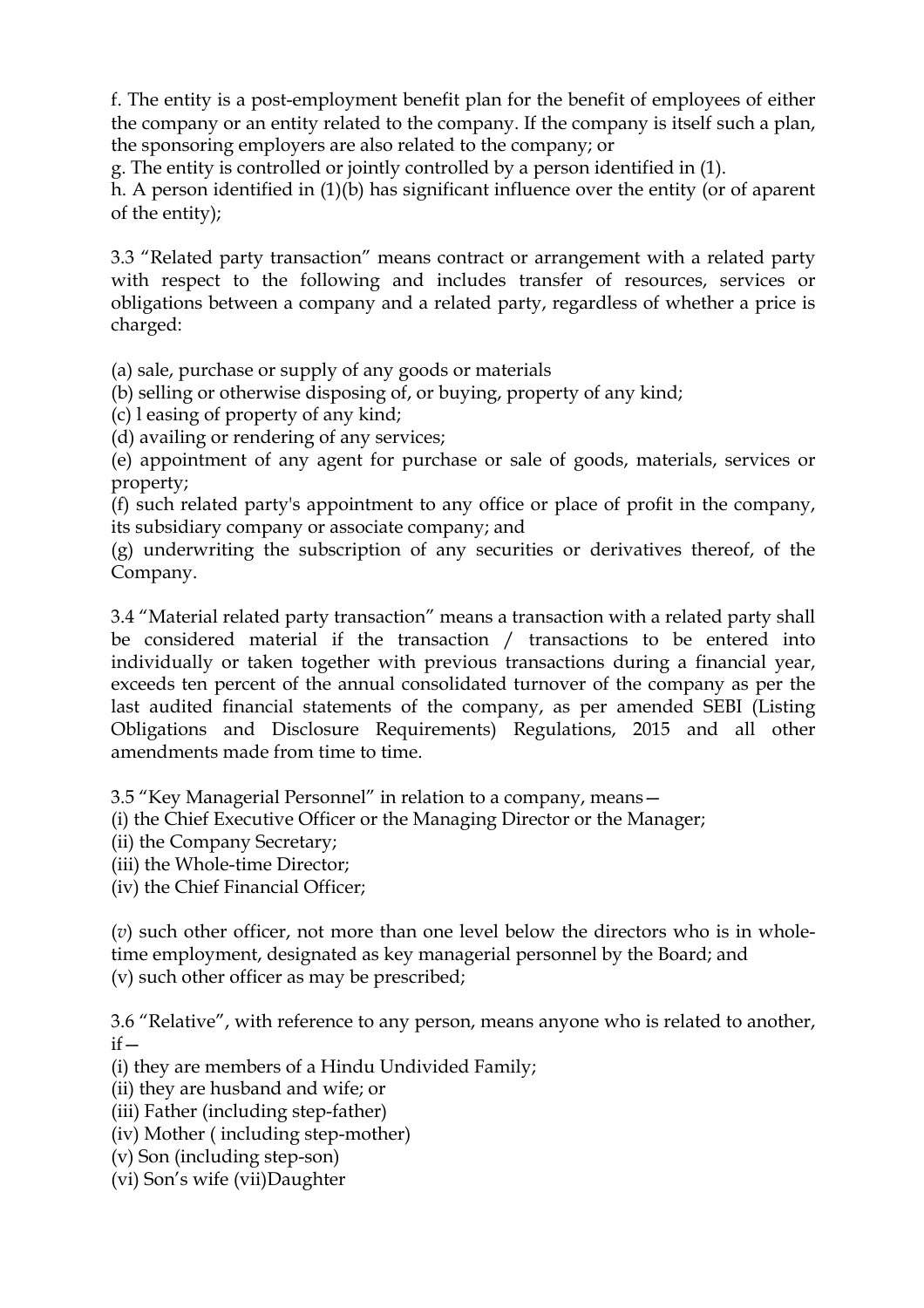f. The entity is a post-employment benefit plan for the benefit of employees of either the company or an entity related to the company. If the company is itself such a plan, the sponsoring employers are also related to the company; or

g. The entity is controlled or jointly controlled by a person identified in (1).

h. A person identified in (1)(b) has significant influence over the entity (or of aparent of the entity);

3.3 "Related party transaction" means contract or arrangement with a related party with respect to the following and includes transfer of resources, services or obligations between a company and a related party, regardless of whether a price is charged:

(a) sale, purchase or supply of any goods or materials

(b) selling or otherwise disposing of, or buying, property of any kind;

(c) l easing of property of any kind;

(d) availing or rendering of any services;

(e) appointment of any agent for purchase or sale of goods, materials, services or property;

(f) such related party's appointment to any office or place of profit in the company, its subsidiary company or associate company; and

(g) underwriting the subscription of any securities or derivatives thereof, of the Company.

3.4 "Material related party transaction" means a transaction with a related party shall be considered material if the transaction / transactions to be entered into individually or taken together with previous transactions during a financial year, exceeds ten percent of the annual consolidated turnover of the company as per the last audited financial statements of the company, as per amended SEBI (Listing Obligations and Disclosure Requirements) Regulations, 2015 and all other amendments made from time to time.

3.5 "Key Managerial Personnel" in relation to a company, means—

(i) the Chief Executive Officer or the Managing Director or the Manager;

(ii) the Company Secretary;

(iii) the Whole-time Director;

(iv) the Chief Financial Officer;

(*v*) such other officer, not more than one level below the directors who is in whole-time employment, designated as key managerial personnel by the Board; and

(v) such other officer as may be prescribed;

3.6 "Relative", with reference to any person, means anyone who is related to another, if—

(i) they are members of a Hindu Undivided Family;

(ii) they are husband and wife; or

(iii) Father (including step-father)

(iv) Mother ( including step-mother)

(v) Son (including step-son)

(vi) Son's wife (vii)Daughter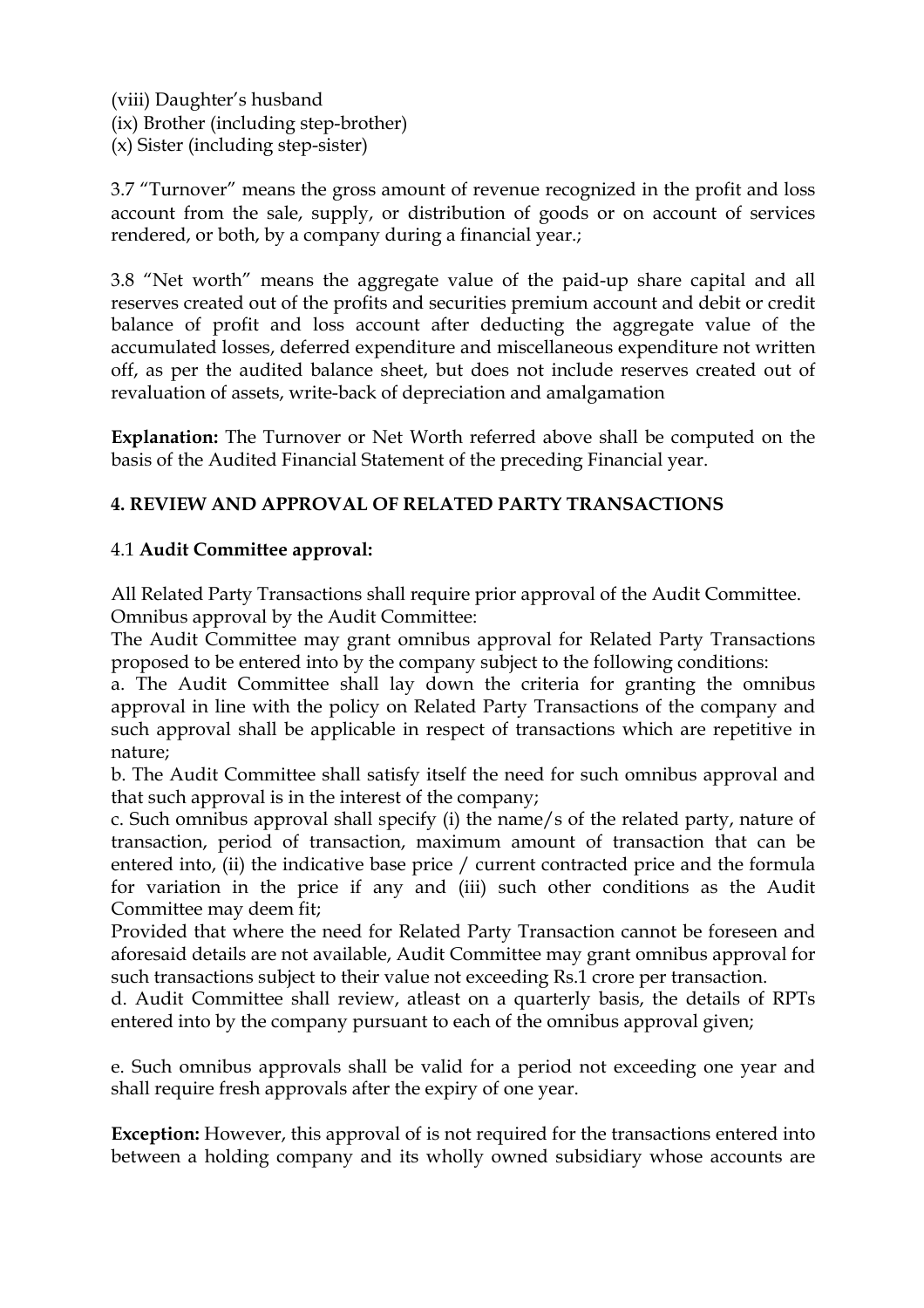(viii) Daughter's husband
(ix) Brother (including step-brother)
(x) Sister (including step-sister)

3.7 "Turnover" means the gross amount of revenue recognized in the profit and loss account from the sale, supply, or distribution of goods or on account of services rendered, or both, by a company during a financial year.;

3.8 "Net worth" means the aggregate value of the paid-up share capital and all reserves created out of the profits and securities premium account and debit or credit balance of profit and loss account after deducting the aggregate value of the accumulated losses, deferred expenditure and miscellaneous expenditure not written off, as per the audited balance sheet, but does not include reserves created out of revaluation of assets, write-back of depreciation and amalgamation

**Explanation:** The Turnover or Net Worth referred above shall be computed on the basis of the Audited Financial Statement of the preceding Financial year.

## 4. REVIEW AND APPROVAL OF RELATED PARTY TRANSACTIONS

4.1 **Audit Committee approval:**

All Related Party Transactions shall require prior approval of the Audit Committee.
Omnibus approval by the Audit Committee:
The Audit Committee may grant omnibus approval for Related Party Transactions proposed to be entered into by the company subject to the following conditions:
a. The Audit Committee shall lay down the criteria for granting the omnibus approval in line with the policy on Related Party Transactions of the company and such approval shall be applicable in respect of transactions which are repetitive in nature;
b. The Audit Committee shall satisfy itself the need for such omnibus approval and that such approval is in the interest of the company;
c. Such omnibus approval shall specify (i) the name/s of the related party, nature of transaction, period of transaction, maximum amount of transaction that can be entered into, (ii) the indicative base price / current contracted price and the formula for variation in the price if any and (iii) such other conditions as the Audit Committee may deem fit;
Provided that where the need for Related Party Transaction cannot be foreseen and aforesaid details are not available, Audit Committee may grant omnibus approval for such transactions subject to their value not exceeding Rs.1 crore per transaction.
d. Audit Committee shall review, atleast on a quarterly basis, the details of RPTs entered into by the company pursuant to each of the omnibus approval given;

e. Such omnibus approvals shall be valid for a period not exceeding one year and shall require fresh approvals after the expiry of one year.

**Exception:** However, this approval of is not required for the transactions entered into between a holding company and its wholly owned subsidiary whose accounts are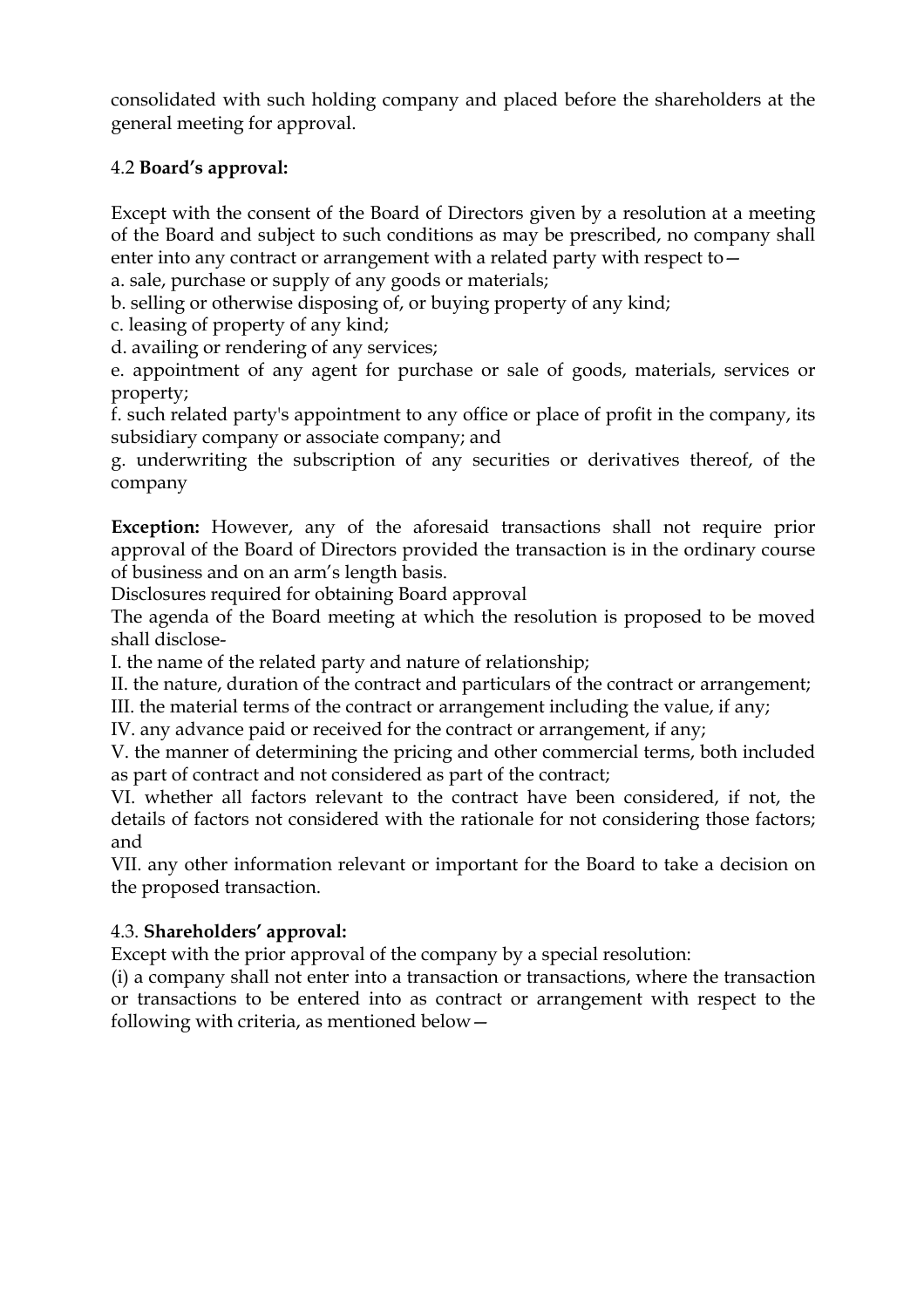consolidated with such holding company and placed before the shareholders at the general meeting for approval.

4.2 **Board's approval:**

Except with the consent of the Board of Directors given by a resolution at a meeting of the Board and subject to such conditions as may be prescribed, no company shall enter into any contract or arrangement with a related party with respect to—

a. sale, purchase or supply of any goods or materials;

b. selling or otherwise disposing of, or buying property of any kind;

c. leasing of property of any kind;

d. availing or rendering of any services;

e. appointment of any agent for purchase or sale of goods, materials, services or property;

f. such related party's appointment to any office or place of profit in the company, its subsidiary company or associate company; and

g. underwriting the subscription of any securities or derivatives thereof, of the company

**Exception:** However, any of the aforesaid transactions shall not require prior approval of the Board of Directors provided the transaction is in the ordinary course of business and on an arm's length basis.

Disclosures required for obtaining Board approval

The agenda of the Board meeting at which the resolution is proposed to be moved shall disclose-

I. the name of the related party and nature of relationship;

II. the nature, duration of the contract and particulars of the contract or arrangement;

III. the material terms of the contract or arrangement including the value, if any;

IV. any advance paid or received for the contract or arrangement, if any;

V. the manner of determining the pricing and other commercial terms, both included as part of contract and not considered as part of the contract;

VI. whether all factors relevant to the contract have been considered, if not, the details of factors not considered with the rationale for not considering those factors; and

VII. any other information relevant or important for the Board to take a decision on the proposed transaction.

4.3. **Shareholders' approval:**

Except with the prior approval of the company by a special resolution:

(i) a company shall not enter into a transaction or transactions, where the transaction or transactions to be entered into as contract or arrangement with respect to the following with criteria, as mentioned below—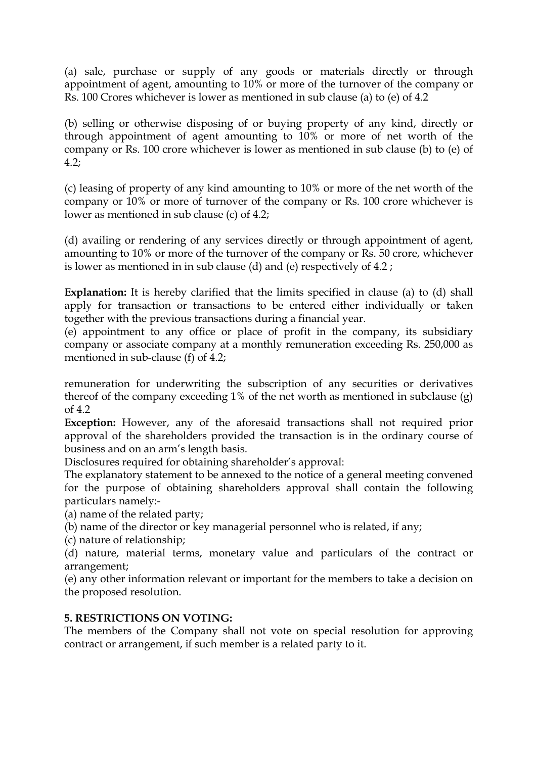(a) sale, purchase or supply of any goods or materials directly or through appointment of agent, amounting to 10% or more of the turnover of the company or Rs. 100 Crores whichever is lower as mentioned in sub clause (a) to (e) of 4.2

(b) selling or otherwise disposing of or buying property of any kind, directly or through appointment of agent amounting to 10% or more of net worth of the company or Rs. 100 crore whichever is lower as mentioned in sub clause (b) to (e) of 4.2;

(c) leasing of property of any kind amounting to 10% or more of the net worth of the company or 10% or more of turnover of the company or Rs. 100 crore whichever is lower as mentioned in sub clause (c) of 4.2;

(d) availing or rendering of any services directly or through appointment of agent, amounting to 10% or more of the turnover of the company or Rs. 50 crore, whichever is lower as mentioned in in sub clause (d) and (e) respectively of 4.2 ;

**Explanation:** It is hereby clarified that the limits specified in clause (a) to (d) shall apply for transaction or transactions to be entered either individually or taken together with the previous transactions during a financial year.

(e) appointment to any office or place of profit in the company, its subsidiary company or associate company at a monthly remuneration exceeding Rs. 250,000 as mentioned in sub-clause (f) of 4.2;

remuneration for underwriting the subscription of any securities or derivatives thereof of the company exceeding 1% of the net worth as mentioned in subclause (g) of 4.2

**Exception:** However, any of the aforesaid transactions shall not required prior approval of the shareholders provided the transaction is in the ordinary course of business and on an arm's length basis.

Disclosures required for obtaining shareholder's approval:

The explanatory statement to be annexed to the notice of a general meeting convened for the purpose of obtaining shareholders approval shall contain the following particulars namely:-

(a) name of the related party;

(b) name of the director or key managerial personnel who is related, if any;

(c) nature of relationship;

(d) nature, material terms, monetary value and particulars of the contract or arrangement;

(e) any other information relevant or important for the members to take a decision on the proposed resolution.

**5. RESTRICTIONS ON VOTING:**

The members of the Company shall not vote on special resolution for approving contract or arrangement, if such member is a related party to it.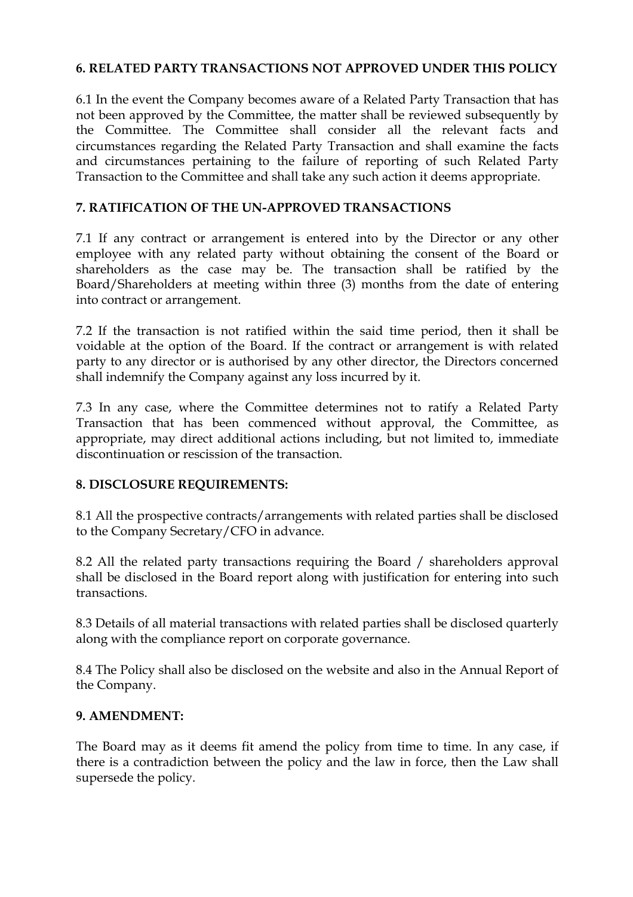## 6. RELATED PARTY TRANSACTIONS NOT APPROVED UNDER THIS POLICY

6.1 In the event the Company becomes aware of a Related Party Transaction that has not been approved by the Committee, the matter shall be reviewed subsequently by the Committee. The Committee shall consider all the relevant facts and circumstances regarding the Related Party Transaction and shall examine the facts and circumstances pertaining to the failure of reporting of such Related Party Transaction to the Committee and shall take any such action it deems appropriate.

## 7. RATIFICATION OF THE UN-APPROVED TRANSACTIONS

7.1 If any contract or arrangement is entered into by the Director or any other employee with any related party without obtaining the consent of the Board or shareholders as the case may be. The transaction shall be ratified by the Board/Shareholders at meeting within three (3) months from the date of entering into contract or arrangement.

7.2 If the transaction is not ratified within the said time period, then it shall be voidable at the option of the Board. If the contract or arrangement is with related party to any director or is authorised by any other director, the Directors concerned shall indemnify the Company against any loss incurred by it.

7.3 In any case, where the Committee determines not to ratify a Related Party Transaction that has been commenced without approval, the Committee, as appropriate, may direct additional actions including, but not limited to, immediate discontinuation or rescission of the transaction.

## 8. DISCLOSURE REQUIREMENTS:

8.1 All the prospective contracts/arrangements with related parties shall be disclosed to the Company Secretary/CFO in advance.

8.2 All the related party transactions requiring the Board / shareholders approval shall be disclosed in the Board report along with justification for entering into such transactions.

8.3 Details of all material transactions with related parties shall be disclosed quarterly along with the compliance report on corporate governance.

8.4 The Policy shall also be disclosed on the website and also in the Annual Report of the Company.

## 9. AMENDMENT:

The Board may as it deems fit amend the policy from time to time. In any case, if there is a contradiction between the policy and the law in force, then the Law shall supersede the policy.